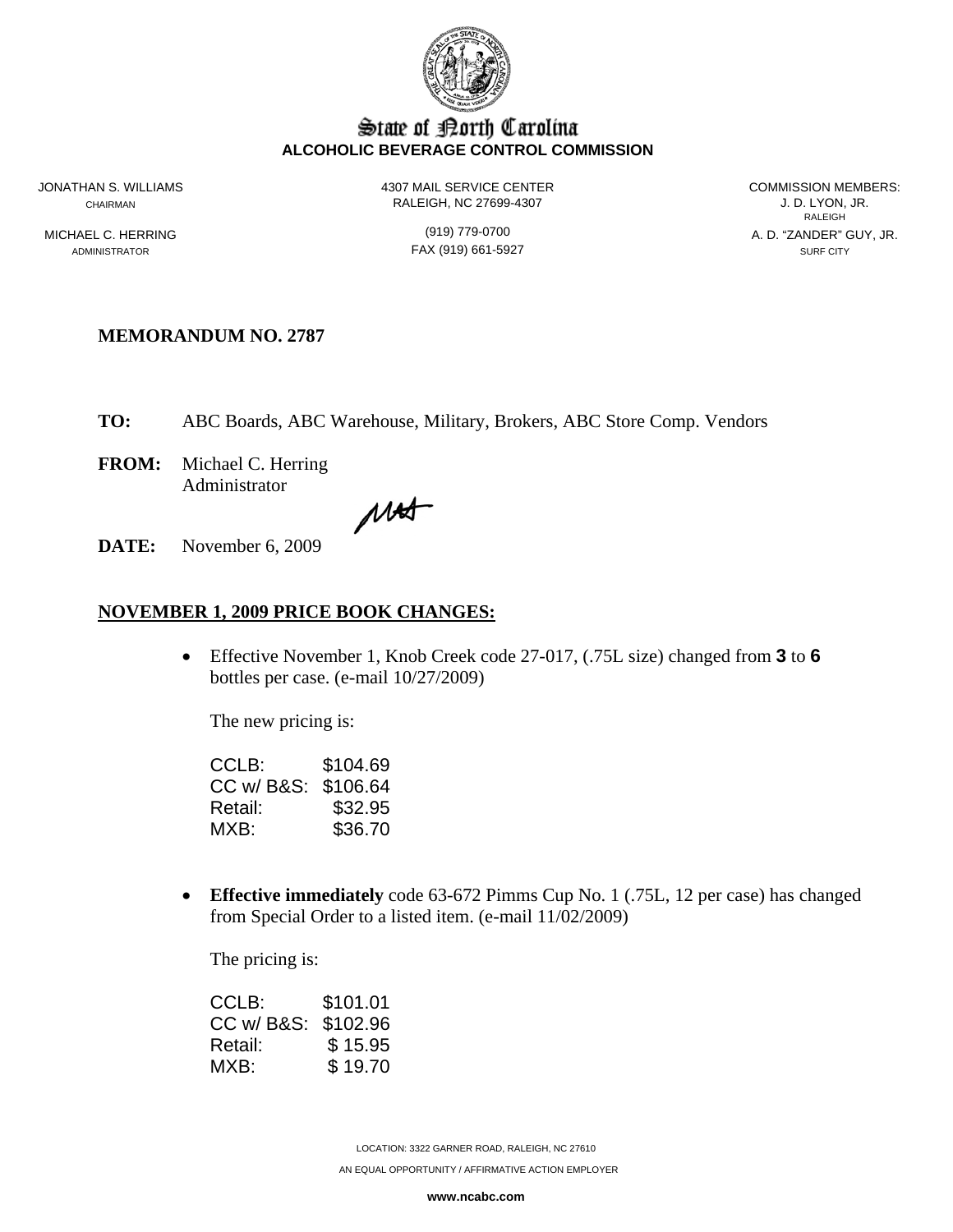# State of North Carolina
**ALCOHOLIC BEVERAGE CONTROL COMMISSION**

JONATHAN S. WILLIAMS
CHAIRMAN

MICHAEL C. HERRING
ADMINISTRATOR

4307 MAIL SERVICE CENTER
RALEIGH, NC 27699-4307

(919) 779-0700
FAX (919) 661-5927

COMMISSION MEMBERS:
J. D. LYON, JR.
RALEIGH
A. D. "ZANDER" GUY, JR.
SURF CITY

**MEMORANDUM NO. 2787**

**TO:** ABC Boards, ABC Warehouse, Military, Brokers, ABC Store Comp. Vendors

**FROM:** Michael C. Herring
Administrator

**DATE:** November 6, 2009

## NOVEMBER 1, 2009 PRICE BOOK CHANGES:

- Effective November 1, Knob Creek code 27-017, (.75L size) changed from **3** to **6** bottles per case. (e-mail 10/27/2009)

  The new pricing is:

  | | |
  |---|---|
  | CCLB: | $104.69 |
  | CC w/ B&S: | $106.64 |
  | Retail: | $32.95 |
  | MXB: | $36.70 |

- **Effective immediately** code 63-672 Pimms Cup No. 1 (.75L, 12 per case) has changed from Special Order to a listed item. (e-mail 11/02/2009)

  The pricing is:

  | | |
  |---|---|
  | CCLB: | $101.01 |
  | CC w/ B&S: | $102.96 |
  | Retail: | $ 15.95 |
  | MXB: | $ 19.70 |

LOCATION: 3322 GARNER ROAD, RALEIGH, NC 27610

AN EQUAL OPPORTUNITY / AFFIRMATIVE ACTION EMPLOYER

**www.ncabc.com**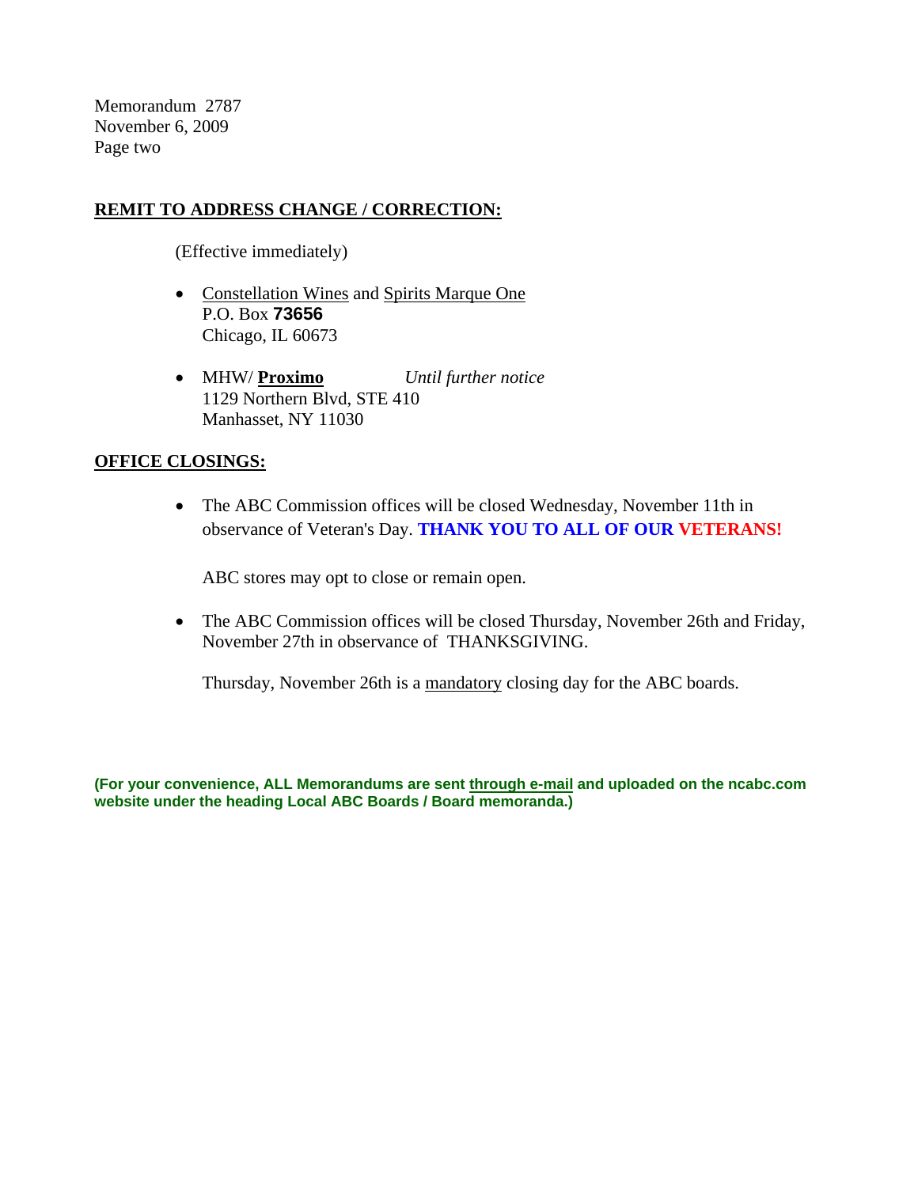Memorandum 2787
November 6, 2009
Page two

**REMIT TO ADDRESS CHANGE / CORRECTION:**

(Effective immediately)

- Constellation Wines and Spirits Marque One
  P.O. Box **73656**
  Chicago, IL 60673

- MHW/ **Proximo** *Until further notice*
  1129 Northern Blvd, STE 410
  Manhasset, NY 11030

**OFFICE CLOSINGS:**

- The ABC Commission offices will be closed Wednesday, November 11th in observance of Veteran's Day. **THANK YOU TO ALL OF OUR VETERANS!**

  ABC stores may opt to close or remain open.

- The ABC Commission offices will be closed Thursday, November 26th and Friday, November 27th in observance of THANKSGIVING.

  Thursday, November 26th is a mandatory closing day for the ABC boards.

**(For your convenience, ALL Memorandums are sent through e-mail and uploaded on the ncabc.com website under the heading Local ABC Boards / Board memoranda.)**